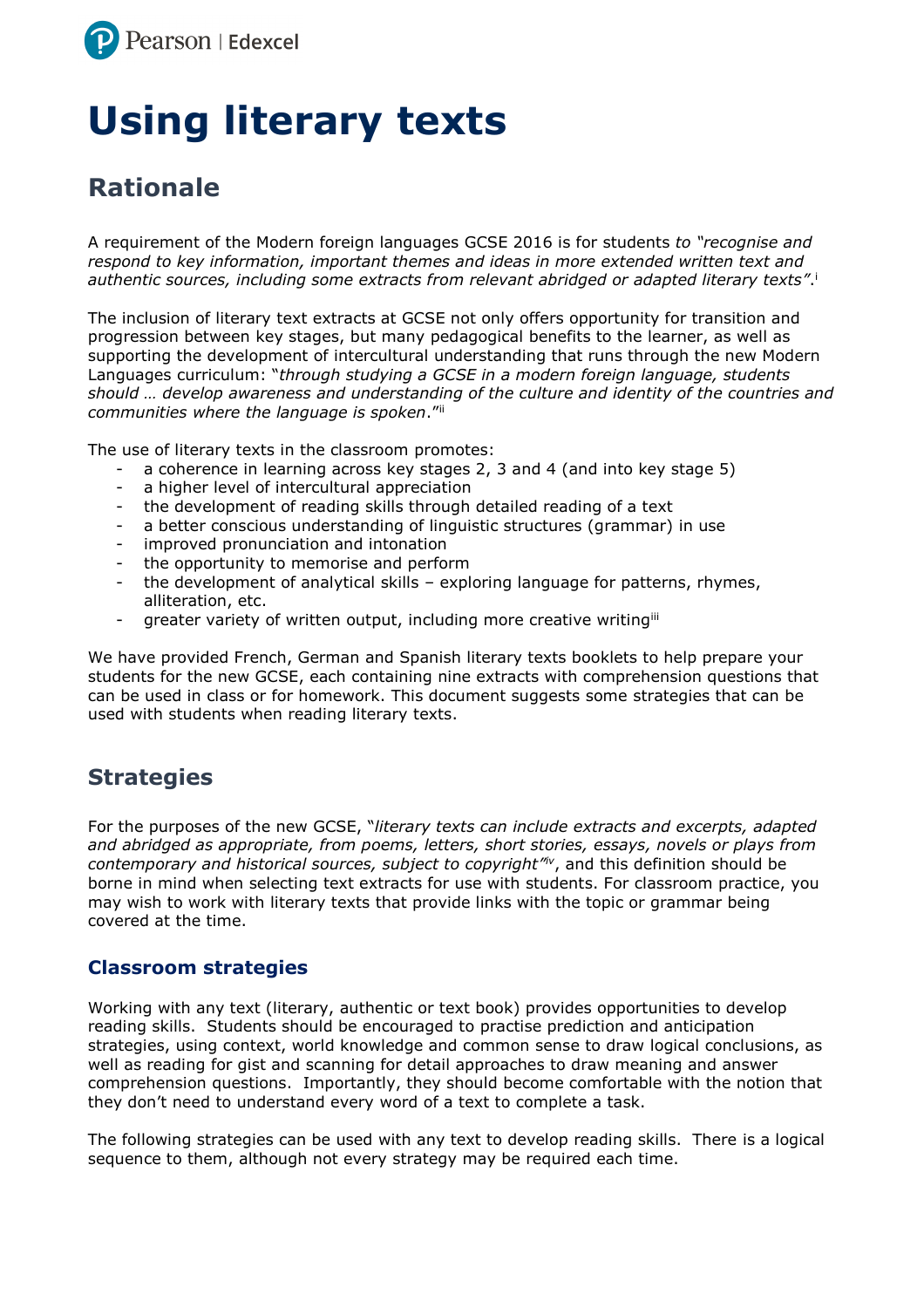# Using literary texts

## Rationale

A requirement of the Modern foreign languages GCSE 2016 is for students *to "recognise and respond to key information, important themes and ideas in more extended written text and authentic sources, including some extracts from relevant abridged or adapted literary texts"*.[i]

The inclusion of literary text extracts at GCSE not only offers opportunity for transition and progression between key stages, but many pedagogical benefits to the learner, as well as supporting the development of intercultural understanding that runs through the new Modern Languages curriculum: "*through studying a GCSE in a modern foreign language, students should … develop awareness and understanding of the culture and identity of the countries and communities where the language is spoken*."[ii]

The use of literary texts in the classroom promotes:

- a coherence in learning across key stages 2, 3 and 4 (and into key stage 5)
- a higher level of intercultural appreciation
- the development of reading skills through detailed reading of a text
- a better conscious understanding of linguistic structures (grammar) in use
- improved pronunciation and intonation
- the opportunity to memorise and perform
- the development of analytical skills – exploring language for patterns, rhymes, alliteration, etc.
- greater variety of written output, including more creative writing[iii]

We have provided French, German and Spanish literary texts booklets to help prepare your students for the new GCSE, each containing nine extracts with comprehension questions that can be used in class or for homework. This document suggests some strategies that can be used with students when reading literary texts.

## Strategies

For the purposes of the new GCSE, "*literary texts can include extracts and excerpts, adapted and abridged as appropriate, from poems, letters, short stories, essays, novels or plays from contemporary and historical sources, subject to copyright*"[iv], and this definition should be borne in mind when selecting text extracts for use with students. For classroom practice, you may wish to work with literary texts that provide links with the topic or grammar being covered at the time.

### Classroom strategies

Working with any text (literary, authentic or text book) provides opportunities to develop reading skills. Students should be encouraged to practise prediction and anticipation strategies, using context, world knowledge and common sense to draw logical conclusions, as well as reading for gist and scanning for detail approaches to draw meaning and answer comprehension questions. Importantly, they should become comfortable with the notion that they don't need to understand every word of a text to complete a task.

The following strategies can be used with any text to develop reading skills. There is a logical sequence to them, although not every strategy may be required each time.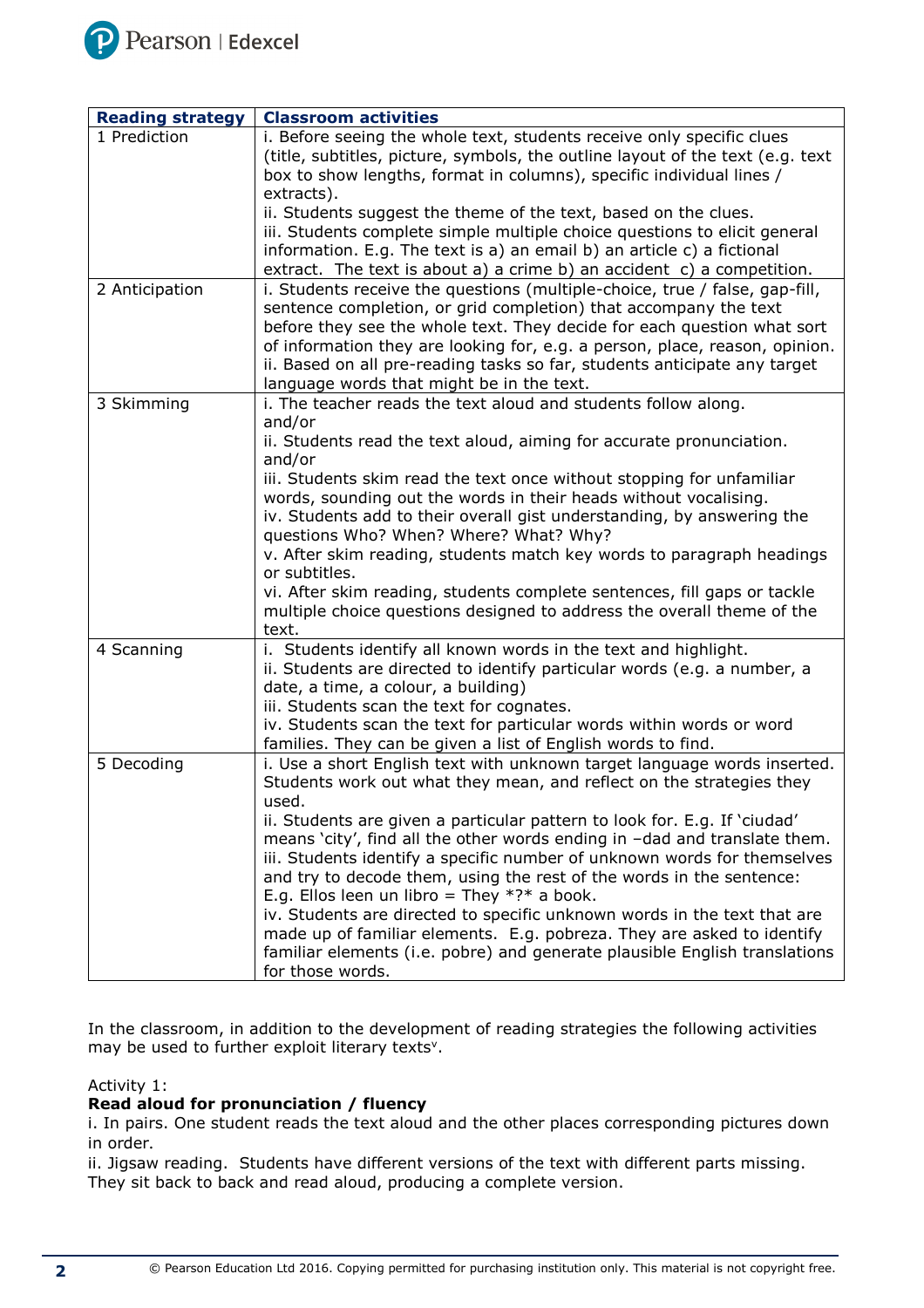| Reading strategy | Classroom activities |
|---|---|
| 1 Prediction | i. Before seeing the whole text, students receive only specific clues (title, subtitles, picture, symbols, the outline layout of the text (e.g. text box to show lengths, format in columns), specific individual lines / extracts).<br>ii. Students suggest the theme of the text, based on the clues.<br>iii. Students complete simple multiple choice questions to elicit general information. E.g. The text is a) an email b) an article c) a fictional extract. The text is about a) a crime b) an accident c) a competition. |
| 2 Anticipation | i. Students receive the questions (multiple-choice, true / false, gap-fill, sentence completion, or grid completion) that accompany the text before they see the whole text. They decide for each question what sort of information they are looking for, e.g. a person, place, reason, opinion.<br>ii. Based on all pre-reading tasks so far, students anticipate any target language words that might be in the text. |
| 3 Skimming | i. The teacher reads the text aloud and students follow along.<br>and/or<br>ii. Students read the text aloud, aiming for accurate pronunciation.<br>and/or<br>iii. Students skim read the text once without stopping for unfamiliar words, sounding out the words in their heads without vocalising.<br>iv. Students add to their overall gist understanding, by answering the questions Who? When? Where? What? Why?<br>v. After skim reading, students match key words to paragraph headings or subtitles.<br>vi. After skim reading, students complete sentences, fill gaps or tackle multiple choice questions designed to address the overall theme of the text. |
| 4 Scanning | i. Students identify all known words in the text and highlight.<br>ii. Students are directed to identify particular words (e.g. a number, a date, a time, a colour, a building)<br>iii. Students scan the text for cognates.<br>iv. Students scan the text for particular words within words or word families. They can be given a list of English words to find. |
| 5 Decoding | i. Use a short English text with unknown target language words inserted. Students work out what they mean, and reflect on the strategies they used.<br>ii. Students are given a particular pattern to look for. E.g. If 'ciudad' means 'city', find all the other words ending in –dad and translate them.<br>iii. Students identify a specific number of unknown words for themselves and try to decode them, using the rest of the words in the sentence: E.g. Ellos leen un libro = They *?* a book.<br>iv. Students are directed to specific unknown words in the text that are made up of familiar elements. E.g. pobreza. They are asked to identify familiar elements (i.e. pobre) and generate plausible English translations for those words. |

In the classroom, in addition to the development of reading strategies the following activities may be used to further exploit literary texts[v].

Activity 1:

**Read aloud for pronunciation / fluency**

i. In pairs. One student reads the text aloud and the other places corresponding pictures down in order.

ii. Jigsaw reading. Students have different versions of the text with different parts missing. They sit back to back and read aloud, producing a complete version.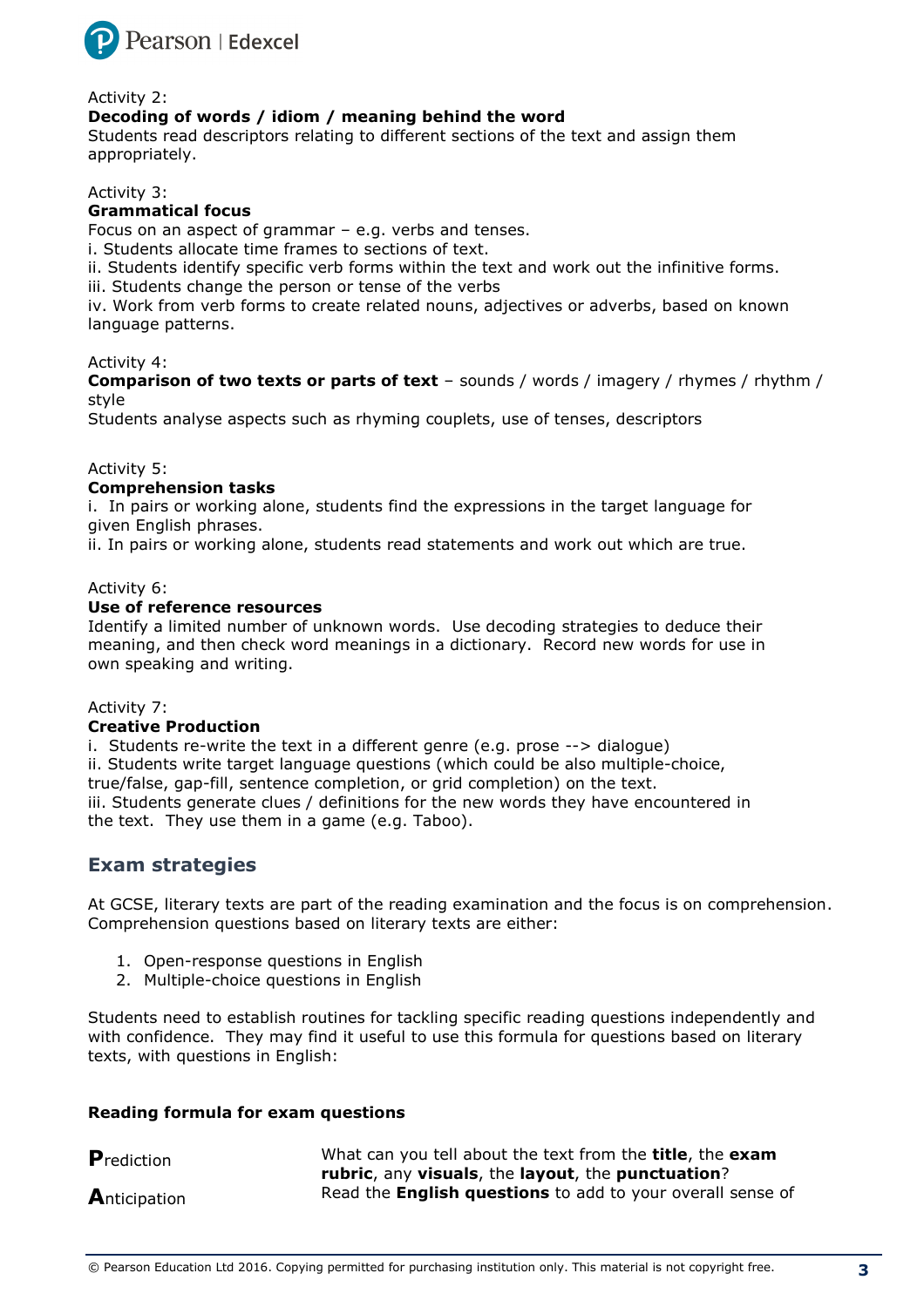Activity 2:

**Decoding of words / idiom / meaning behind the word**

Students read descriptors relating to different sections of the text and assign them appropriately.

Activity 3:

**Grammatical focus**

Focus on an aspect of grammar – e.g. verbs and tenses.

i. Students allocate time frames to sections of text.

ii. Students identify specific verb forms within the text and work out the infinitive forms.

iii. Students change the person or tense of the verbs

iv. Work from verb forms to create related nouns, adjectives or adverbs, based on known language patterns.

Activity 4:

**Comparison of two texts or parts of text** – sounds / words / imagery / rhymes / rhythm / style

Students analyse aspects such as rhyming couplets, use of tenses, descriptors

Activity 5:

**Comprehension tasks**

i. In pairs or working alone, students find the expressions in the target language for given English phrases.

ii. In pairs or working alone, students read statements and work out which are true.

Activity 6:

**Use of reference resources**

Identify a limited number of unknown words. Use decoding strategies to deduce their meaning, and then check word meanings in a dictionary. Record new words for use in own speaking and writing.

Activity 7:

**Creative Production**

i. Students re-write the text in a different genre (e.g. prose --> dialogue)

ii. Students write target language questions (which could be also multiple-choice, true/false, gap-fill, sentence completion, or grid completion) on the text.

iii. Students generate clues / definitions for the new words they have encountered in the text. They use them in a game (e.g. Taboo).

## Exam strategies

At GCSE, literary texts are part of the reading examination and the focus is on comprehension. Comprehension questions based on literary texts are either:

1. Open-response questions in English
2. Multiple-choice questions in English

Students need to establish routines for tackling specific reading questions independently and with confidence. They may find it useful to use this formula for questions based on literary texts, with questions in English:

**Reading formula for exam questions**

| | |
|---|---|
| **P**rediction | What can you tell about the text from the **title**, the **exam rubric**, any **visuals**, the **layout**, the **punctuation**? |
| **A**nticipation | Read the **English questions** to add to your overall sense of |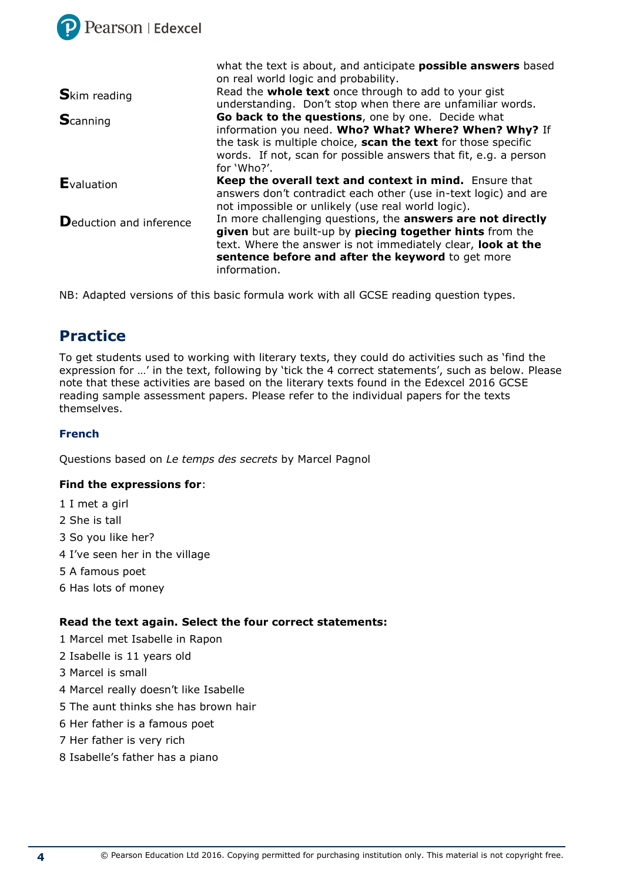| | |
|---|---|
| | what the text is about, and anticipate **possible answers** based on real world logic and probability. |
| **S**kim reading | Read the **whole text** once through to add to your gist understanding. Don't stop when there are unfamiliar words. |
| **S**canning | **Go back to the questions**, one by one. Decide what information you need. **Who? What? Where? When? Why?** If the task is multiple choice, **scan the text** for those specific words. If not, scan for possible answers that fit, e.g. a person for 'Who?'. |
| **E**valuation | **Keep the overall text and context in mind.** Ensure that answers don't contradict each other (use in-text logic) and are not impossible or unlikely (use real world logic). |
| **D**eduction and inference | In more challenging questions, the **answers are not directly given** but are built-up by **piecing together hints** from the text. Where the answer is not immediately clear, **look at the sentence before and after the keyword** to get more information. |

NB: Adapted versions of this basic formula work with all GCSE reading question types.

## Practice

To get students used to working with literary texts, they could do activities such as 'find the expression for …' in the text, following by 'tick the 4 correct statements', such as below. Please note that these activities are based on the literary texts found in the Edexcel 2016 GCSE reading sample assessment papers. Please refer to the individual papers for the texts themselves.

### French

Questions based on *Le temps des secrets* by Marcel Pagnol

**Find the expressions for**:

1 I met a girl

2 She is tall

3 So you like her?

4 I've seen her in the village

5 A famous poet

6 Has lots of money

**Read the text again. Select the four correct statements:**

1 Marcel met Isabelle in Rapon

2 Isabelle is 11 years old

3 Marcel is small

4 Marcel really doesn't like Isabelle

5 The aunt thinks she has brown hair

6 Her father is a famous poet

7 Her father is very rich

8 Isabelle's father has a piano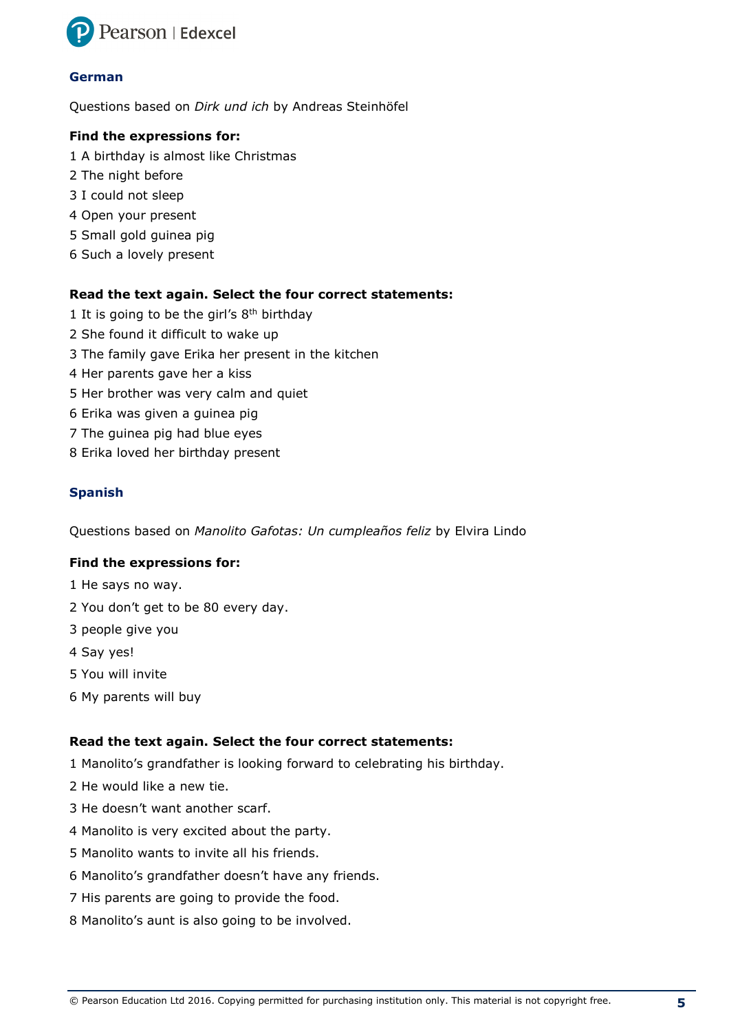## German

Questions based on *Dirk und ich* by Andreas Steinhöfel

**Find the expressions for:**

1 A birthday is almost like Christmas
2 The night before
3 I could not sleep
4 Open your present
5 Small gold guinea pig
6 Such a lovely present

**Read the text again. Select the four correct statements:**

1 It is going to be the girl's 8th birthday
2 She found it difficult to wake up
3 The family gave Erika her present in the kitchen
4 Her parents gave her a kiss
5 Her brother was very calm and quiet
6 Erika was given a guinea pig
7 The guinea pig had blue eyes
8 Erika loved her birthday present

## Spanish

Questions based on *Manolito Gafotas: Un cumpleaños feliz* by Elvira Lindo

**Find the expressions for:**

1 He says no way.
2 You don't get to be 80 every day.
3 people give you
4 Say yes!
5 You will invite
6 My parents will buy

**Read the text again. Select the four correct statements:**

1 Manolito's grandfather is looking forward to celebrating his birthday.
2 He would like a new tie.
3 He doesn't want another scarf.
4 Manolito is very excited about the party.
5 Manolito wants to invite all his friends.
6 Manolito's grandfather doesn't have any friends.
7 His parents are going to provide the food.
8 Manolito's aunt is also going to be involved.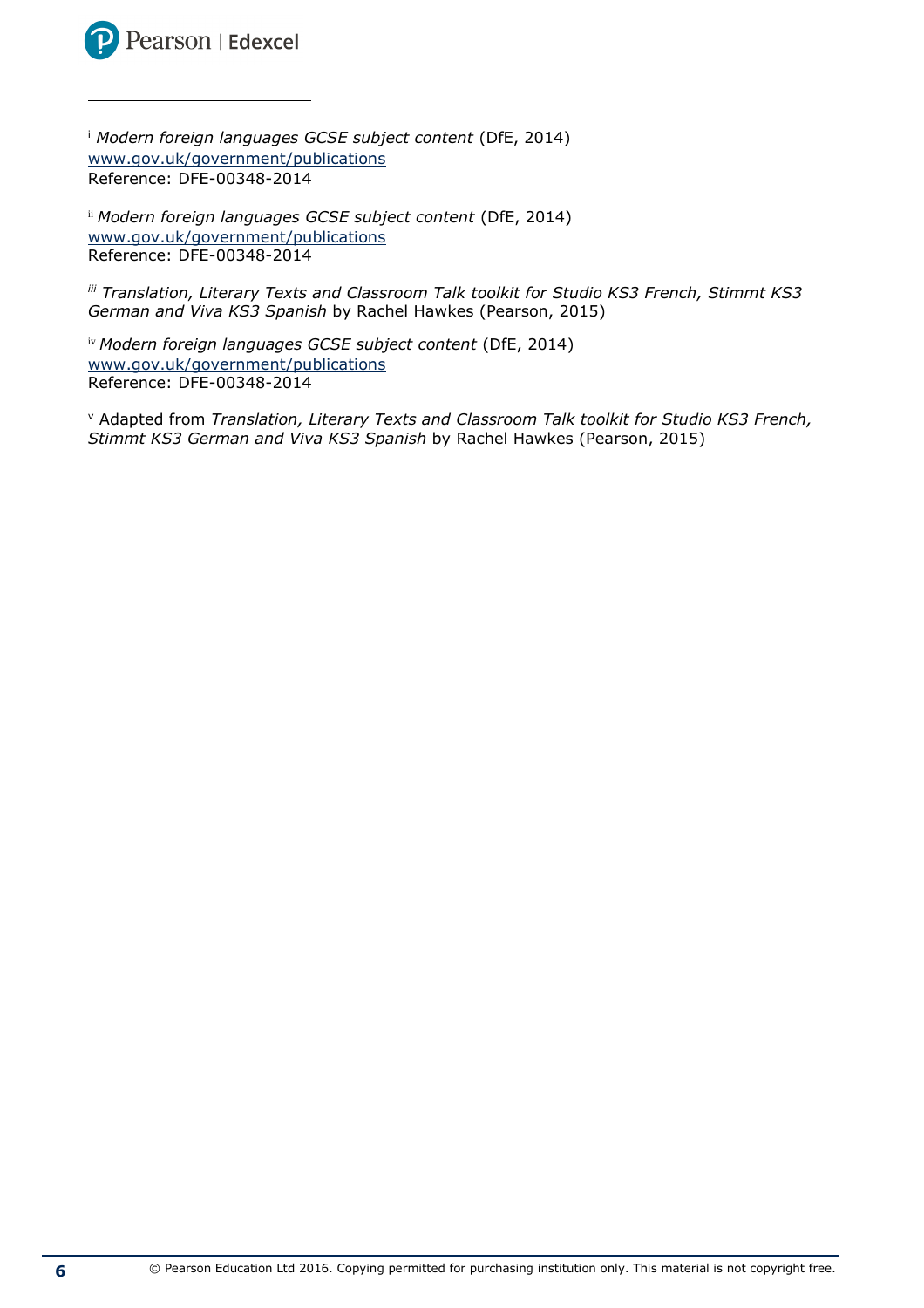[i] *Modern foreign languages GCSE subject content* (DfE, 2014)
www.gov.uk/government/publications
Reference: DFE-00348-2014

[ii] *Modern foreign languages GCSE subject content* (DfE, 2014)
www.gov.uk/government/publications
Reference: DFE-00348-2014

[iii] *Translation, Literary Texts and Classroom Talk toolkit for Studio KS3 French, Stimmt KS3 German and Viva KS3 Spanish* by Rachel Hawkes (Pearson, 2015)

[iv] *Modern foreign languages GCSE subject content* (DfE, 2014)
www.gov.uk/government/publications
Reference: DFE-00348-2014

[v] Adapted from *Translation, Literary Texts and Classroom Talk toolkit for Studio KS3 French, Stimmt KS3 German and Viva KS3 Spanish* by Rachel Hawkes (Pearson, 2015)